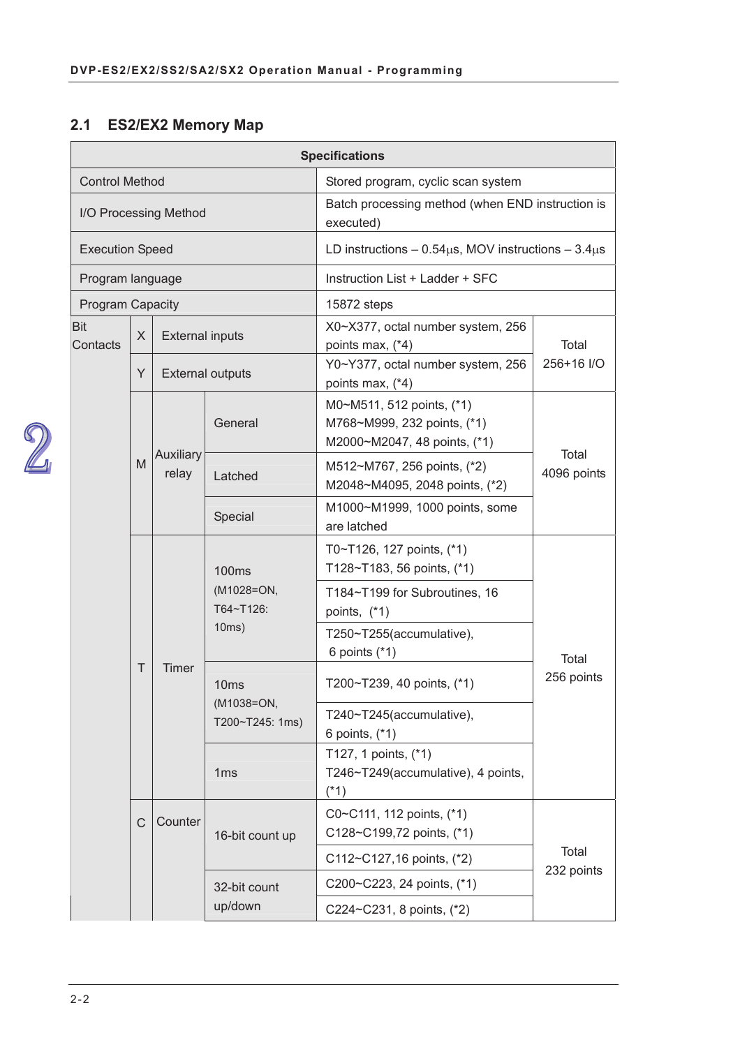## 2.1 ES2/EX2 Memory Map

| Specifications | | | | | |
|---|---|---|---|---|---|
| Control Method | | | | Stored program, cyclic scan system | |
| I/O Processing Method | | | | Batch processing method (when END instruction is executed) | |
| Execution Speed | | | | LD instructions – 0.54μs, MOV instructions – 3.4μs | |
| Program language | | | | Instruction List + Ladder + SFC | |
| Program Capacity | | | | 15872 steps | |
| Bit Contacts | X | External inputs | | X0~X377, octal number system, 256 points max, (*4) | Total 256+16 I/O |
| | Y | External outputs | | Y0~Y377, octal number system, 256 points max, (*4) | |
| | M | Auxiliary relay | General | M0~M511, 512 points, (*1) M768~M999, 232 points, (*1) M2000~M2047, 48 points, (*1) | Total 4096 points |
| | | | Latched | M512~M767, 256 points, (*2) M2048~M4095, 2048 points, (*2) | |
| | | | Special | M1000~M1999, 1000 points, some are latched | |
| | T | Timer | 100ms (M1028=ON, T64~T126: 10ms) | T0~T126, 127 points, (*1) T128~T183, 56 points, (*1) | Total 256 points |
| | | | | T184~T199 for Subroutines, 16 points, (*1) | |
| | | | | T250~T255(accumulative), 6 points (*1) | |
| | | | 10ms (M1038=ON, T200~T245: 1ms) | T200~T239, 40 points, (*1) | |
| | | | | T240~T245(accumulative), 6 points, (*1) | |
| | | | 1ms | T127, 1 points, (*1) T246~T249(accumulative), 4 points, (*1) | |
| | C | Counter | 16-bit count up | C0~C111, 112 points, (*1) C128~C199,72 points, (*1) | Total 232 points |
| | | | | C112~C127,16 points, (*2) | |
| | | | 32-bit count up/down | C200~C223, 24 points, (*1) | |
| | | | | C224~C231, 8 points, (*2) | |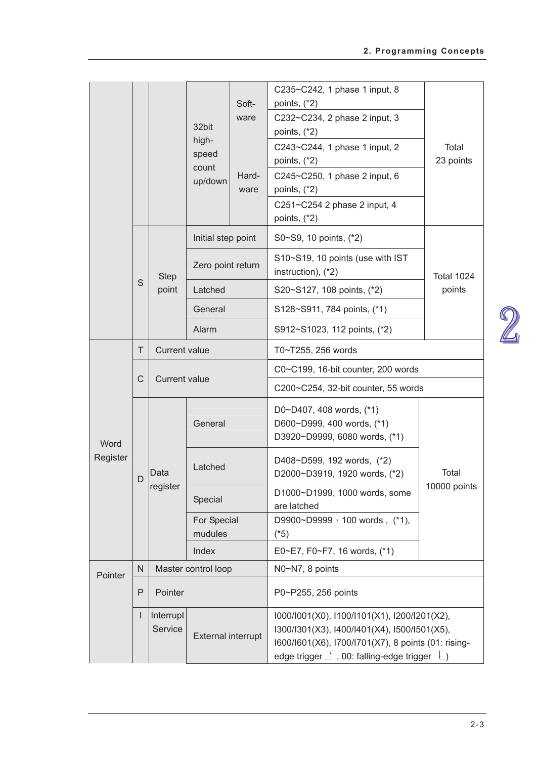| | | | | | | |
|---|---|---|---|---|---|---|
| | | | 32bit high-speed count up/down | Software | C235~C242, 1 phase 1 input, 8 points, (*2) | Total 23 points |
| | | | | | C232~C234, 2 phase 2 input, 3 points, (*2) | |
| | | | | Hardware | C243~C244, 1 phase 1 input, 2 points, (*2) | |
| | | | | | C245~C250, 1 phase 2 input, 6 points, (*2) | |
| | | | | | C251~C254 2 phase 2 input, 4 points, (*2) | |
| | S | Step point | Initial step point | | S0~S9, 10 points, (*2) | Total 1024 points |
| | | | Zero point return | | S10~S19, 10 points (use with IST instruction), (*2) | |
| | | | Latched | | S20~S127, 108 points, (*2) | |
| | | | General | | S128~S911, 784 points, (*1) | |
| | | | Alarm | | S912~S1023, 112 points, (*2) | |
| Word Register | T | Current value | | | T0~T255, 256 words | |
| | C | Current value | | | C0~C199, 16-bit counter, 200 words | |
| | | | | | C200~C254, 32-bit counter, 55 words | |
| | D | Data register | General | | D0~D407, 408 words, (*1)<br>D600~D999, 400 words, (*1)<br>D3920~D9999, 6080 words, (*1) | Total 10000 points |
| | | | Latched | | D408~D599, 192 words, (*2)<br>D2000~D3919, 1920 words, (*2) | |
| | | | Special | | D1000~D1999, 1000 words, some are latched | |
| | | | For Special mudules | | D9900~D9999，100 words，(*1), (*5) | |
| | | | Index | | E0~E7, F0~F7, 16 words, (*1) | |
| Pointer | N | Master control loop | | | N0~N7, 8 points | |
| | P | Pointer | | | P0~P255, 256 points | |
| | I | Interrupt Service | External interrupt | | I000/I001(X0), I100/I101(X1), I200/I201(X2), I300/I301(X3), I400/I401(X4), I500/I501(X5), I600/I601(X6), I700/I701(X7), 8 points (01: rising-edge trigger ⎍, 00: falling-edge trigger ⎍) | |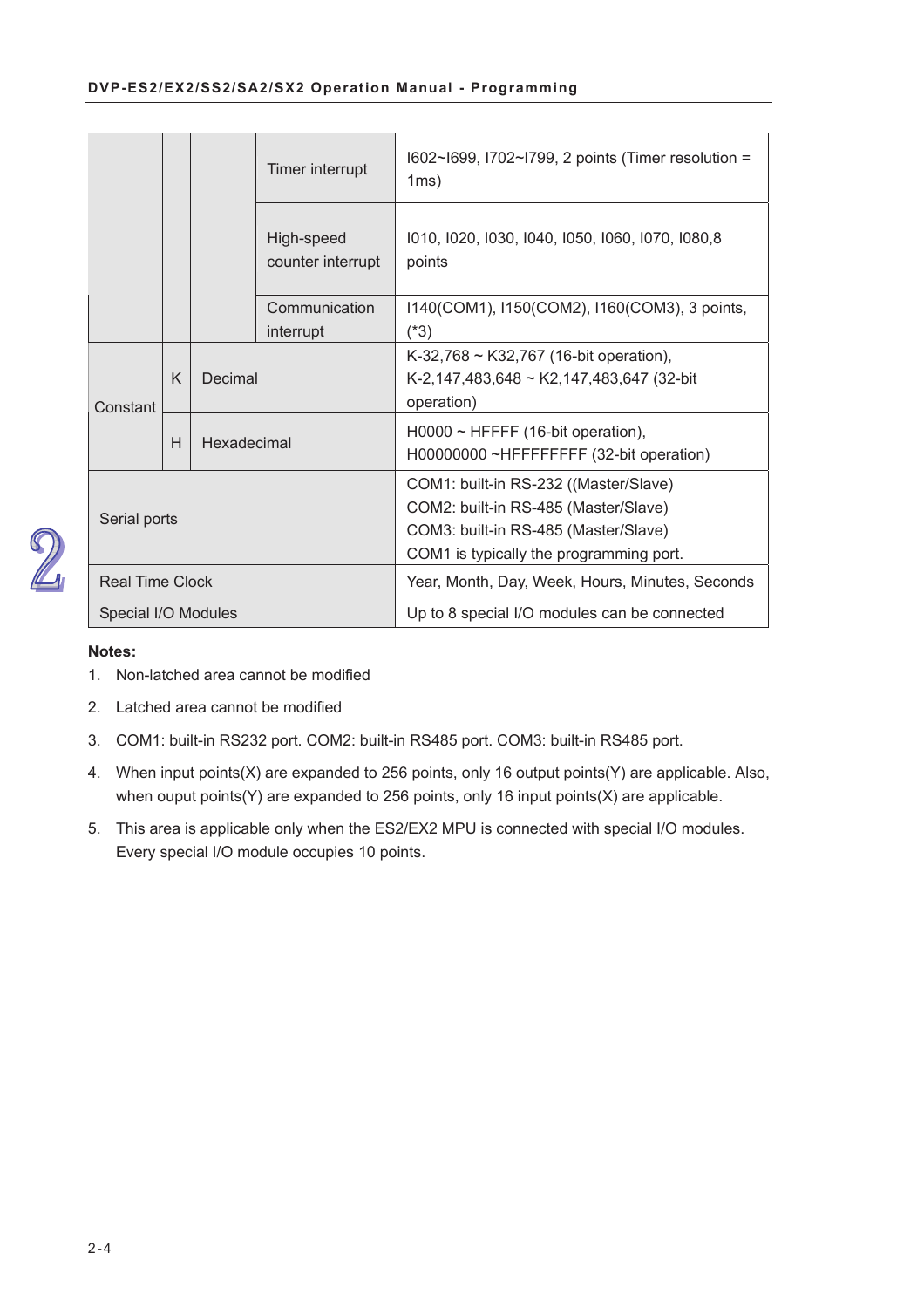| | | | | |
|---|---|---|---|---|
| | | | Timer interrupt | I602~I699, I702~I799, 2 points (Timer resolution = 1ms) |
| | | | High-speed counter interrupt | I010, I020, I030, I040, I050, I060, I070, I080,8 points |
| | | | Communication interrupt | I140(COM1), I150(COM2), I160(COM3), 3 points, (*3) |
| Constant | K | Decimal | | K-32,768 ~ K32,767 (16-bit operation), K-2,147,483,648 ~ K2,147,483,647 (32-bit operation) |
| | H | Hexadecimal | | H0000 ~ HFFFF (16-bit operation), H00000000 ~HFFFFFFFF (32-bit operation) |
| Serial ports | | | | COM1: built-in RS-232 ((Master/Slave)<br>COM2: built-in RS-485 (Master/Slave)<br>COM3: built-in RS-485 (Master/Slave)<br>COM1 is typically the programming port. |
| Real Time Clock | | | | Year, Month, Day, Week, Hours, Minutes, Seconds |
| Special I/O Modules | | | | Up to 8 special I/O modules can be connected |

**Notes:**

1. Non-latched area cannot be modified
2. Latched area cannot be modified
3. COM1: built-in RS232 port. COM2: built-in RS485 port. COM3: built-in RS485 port.
4. When input points(X) are expanded to 256 points, only 16 output points(Y) are applicable. Also, when ouput points(Y) are expanded to 256 points, only 16 input points(X) are applicable.
5. This area is applicable only when the ES2/EX2 MPU is connected with special I/O modules. Every special I/O module occupies 10 points.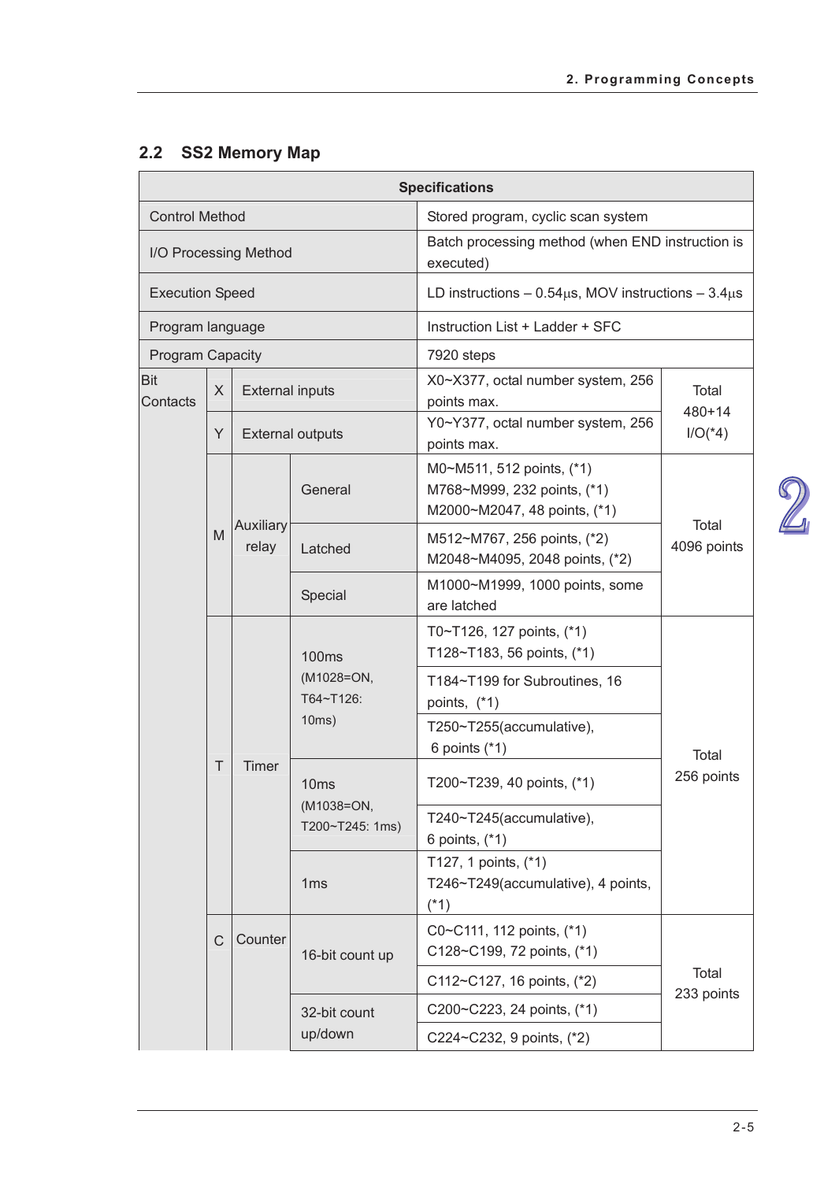## 2.2 SS2 Memory Map

| Specifications | | | | | |
|---|---|---|---|---|---|
| Control Method | | | | Stored program, cyclic scan system | |
| I/O Processing Method | | | | Batch processing method (when END instruction is executed) | |
| Execution Speed | | | | LD instructions – 0.54μs, MOV instructions – 3.4μs | |
| Program language | | | | Instruction List + Ladder + SFC | |
| Program Capacity | | | | 7920 steps | |
| Bit Contacts | X | External inputs | | X0~X377, octal number system, 256 points max. | Total 480+14 I/O(*4) |
| | Y | External outputs | | Y0~Y377, octal number system, 256 points max. | |
| | M | Auxiliary relay | General | M0~M511, 512 points, (*1) M768~M999, 232 points, (*1) M2000~M2047, 48 points, (*1) | Total 4096 points |
| | | | Latched | M512~M767, 256 points, (*2) M2048~M4095, 2048 points, (*2) | |
| | | | Special | M1000~M1999, 1000 points, some are latched | |
| | T | Timer | 100ms (M1028=ON, T64~T126: 10ms) | T0~T126, 127 points, (*1) T128~T183, 56 points, (*1) | Total 256 points |
| | | | | T184~T199 for Subroutines, 16 points, (*1) | |
| | | | | T250~T255(accumulative), 6 points (*1) | |
| | | | 10ms (M1038=ON, T200~T245: 1ms) | T200~T239, 40 points, (*1) | |
| | | | | T240~T245(accumulative), 6 points, (*1) | |
| | | | 1ms | T127, 1 points, (*1) T246~T249(accumulative), 4 points, (*1) | |
| | C | Counter | 16-bit count up | C0~C111, 112 points, (*1) C128~C199, 72 points, (*1) | Total 233 points |
| | | | | C112~C127, 16 points, (*2) | |
| | | | 32-bit count up/down | C200~C223, 24 points, (*1) | |
| | | | | C224~C232, 9 points, (*2) | |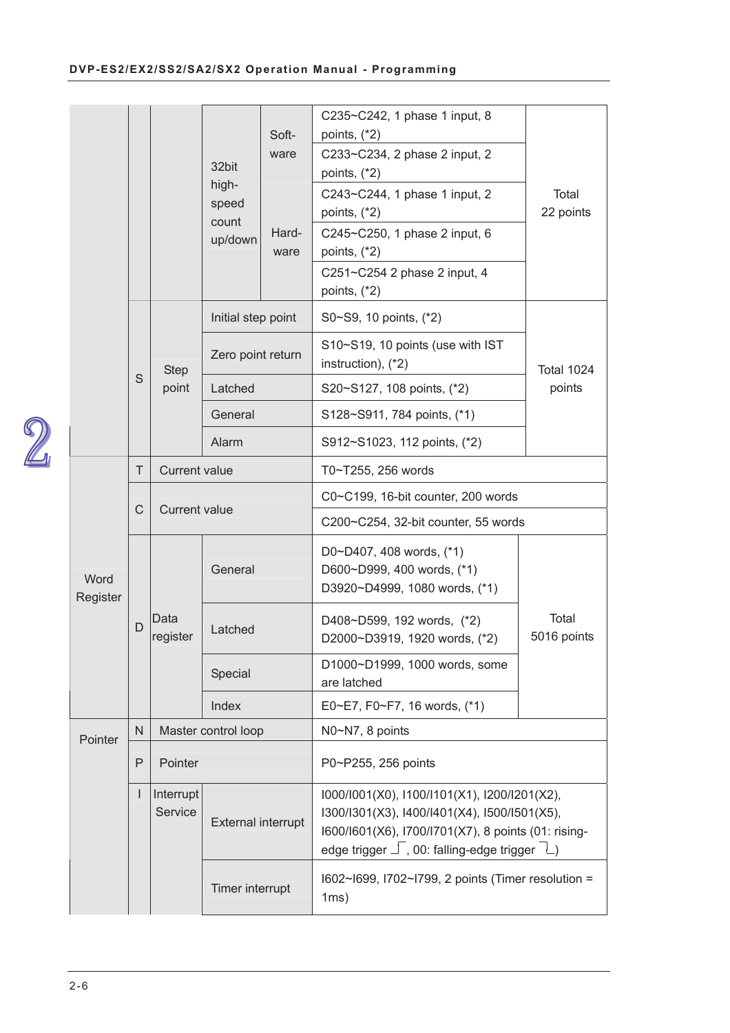| | | | | | | |
|---|---|---|---|---|---|---|
| | | | 32bit high-speed count up/down | Soft-ware | C235~C242, 1 phase 1 input, 8 points, (*2) | Total 22 points |
| | | | | | C233~C234, 2 phase 2 input, 2 points, (*2) | |
| | | | | Hard-ware | C243~C244, 1 phase 1 input, 2 points, (*2) | |
| | | | | | C245~C250, 1 phase 2 input, 6 points, (*2) | |
| | | | | | C251~C254 2 phase 2 input, 4 points, (*2) | |
| | S | Step point | Initial step point | | S0~S9, 10 points, (*2) | Total 1024 points |
| | | | Zero point return | | S10~S19, 10 points (use with IST instruction), (*2) | |
| | | | Latched | | S20~S127, 108 points, (*2) | |
| | | | General | | S128~S911, 784 points, (*1) | |
| | | | Alarm | | S912~S1023, 112 points, (*2) | |
| Word Register | T | Current value | | | T0~T255, 256 words | |
| | C | Current value | | | C0~C199, 16-bit counter, 200 words | |
| | | | | | C200~C254, 32-bit counter, 55 words | |
| | D | Data register | General | | D0~D407, 408 words, (*1) D600~D999, 400 words, (*1) D3920~D4999, 1080 words, (*1) | Total 5016 points |
| | | | Latched | | D408~D599, 192 words, (*2) D2000~D3919, 1920 words, (*2) | |
| | | | Special | | D1000~D1999, 1000 words, some are latched | |
| | | | Index | | E0~E7, F0~F7, 16 words, (*1) | |
| Pointer | N | Master control loop | | | N0~N7, 8 points | |
| | P | Pointer | | | P0~P255, 256 points | |
| | I | Interrupt Service | External interrupt | | I000/I001(X0), I100/I101(X1), I200/I201(X2), I300/I301(X3), I400/I401(X4), I500/I501(X5), I600/I601(X6), I700/I701(X7), 8 points (01: rising-edge trigger ⌐, 00: falling-edge trigger ¬) | |
| | | | Timer interrupt | | I602~I699, I702~I799, 2 points (Timer resolution = 1ms) | |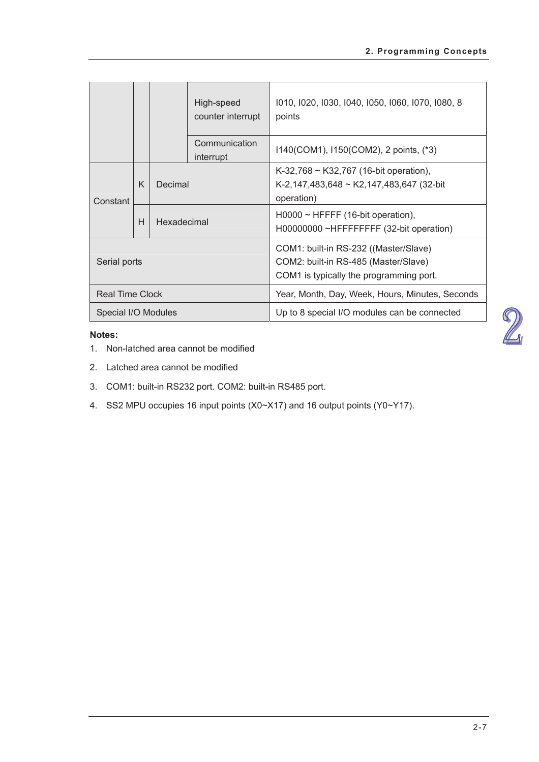| | | | | |
|---|---|---|---|---|
| | | | High-speed counter interrupt | I010, I020, I030, I040, I050, I060, I070, I080, 8 points |
| | | | Communication interrupt | I140(COM1), I150(COM2), 2 points, (*3) |
| Constant | K | Decimal | | K-32,768 ~ K32,767 (16-bit operation), K-2,147,483,648 ~ K2,147,483,647 (32-bit operation) |
| | H | Hexadecimal | | H0000 ~ HFFFF (16-bit operation), H00000000 ~HFFFFFFFF (32-bit operation) |
| Serial ports | | | | COM1: built-in RS-232 ((Master/Slave)<br>COM2: built-in RS-485 (Master/Slave)<br>COM1 is typically the programming port. |
| Real Time Clock | | | | Year, Month, Day, Week, Hours, Minutes, Seconds |
| Special I/O Modules | | | | Up to 8 special I/O modules can be connected |

**Notes:**

1. Non-latched area cannot be modified
2. Latched area cannot be modified
3. COM1: built-in RS232 port. COM2: built-in RS485 port.
4. SS2 MPU occupies 16 input points (X0~X17) and 16 output points (Y0~Y17).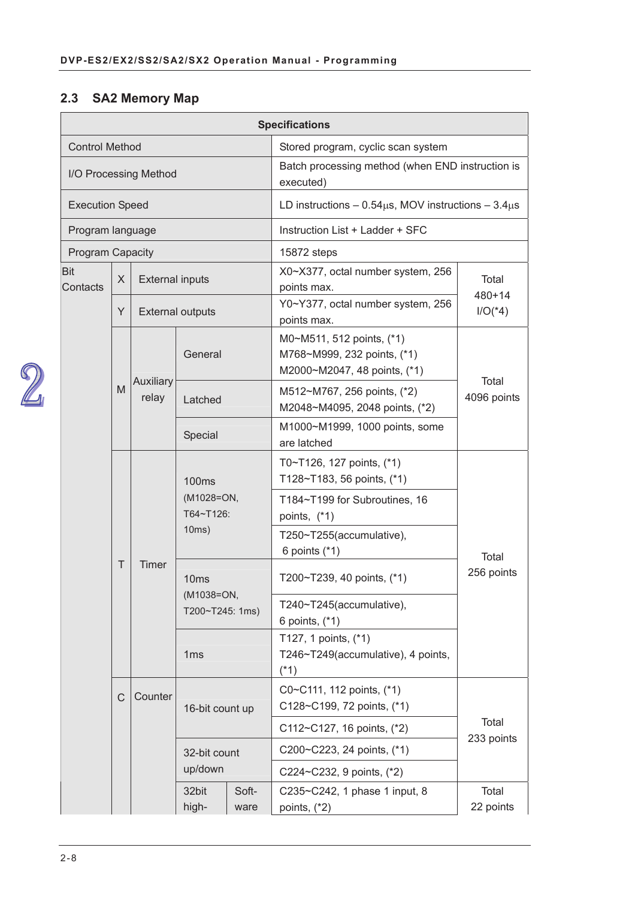## 2.3 SA2 Memory Map

| Specifications | | | | | |
|---|---|---|---|---|---|
| Control Method | | | | Stored program, cyclic scan system | |
| I/O Processing Method | | | | Batch processing method (when END instruction is executed) | |
| Execution Speed | | | | LD instructions – 0.54μs, MOV instructions – 3.4μs | |
| Program language | | | | Instruction List + Ladder + SFC | |
| Program Capacity | | | | 15872 steps | |
| Bit Contacts | X | External inputs | | X0~X377, octal number system, 256 points max. | Total 480+14 I/O(*4) |
| | Y | External outputs | | Y0~Y377, octal number system, 256 points max. | |
| | M | Auxiliary relay | General | M0~M511, 512 points, (*1) M768~M999, 232 points, (*1) M2000~M2047, 48 points, (*1) | Total 4096 points |
| | | | Latched | M512~M767, 256 points, (*2) M2048~M4095, 2048 points, (*2) | |
| | | | Special | M1000~M1999, 1000 points, some are latched | |
| | T | Timer | 100ms (M1028=ON, T64~T126: 10ms) | T0~T126, 127 points, (*1) T128~T183, 56 points, (*1) | Total 256 points |
| | | | | T184~T199 for Subroutines, 16 points, (*1) | |
| | | | | T250~T255(accumulative), 6 points (*1) | |
| | | | 10ms (M1038=ON, T200~T245: 1ms) | T200~T239, 40 points, (*1) | |
| | | | | T240~T245(accumulative), 6 points, (*1) | |
| | | | 1ms | T127, 1 points, (*1) T246~T249(accumulative), 4 points, (*1) | |
| | C | Counter | 16-bit count up | C0~C111, 112 points, (*1) C128~C199, 72 points, (*1) | Total 233 points |
| | | | | C112~C127, 16 points, (*2) | |
| | | | 32-bit count up/down | C200~C223, 24 points, (*1) | |
| | | | | C224~C232, 9 points, (*2) | |
| | | | 32bit high- / Soft-ware | C235~C242, 1 phase 1 input, 8 points, (*2) | Total 22 points |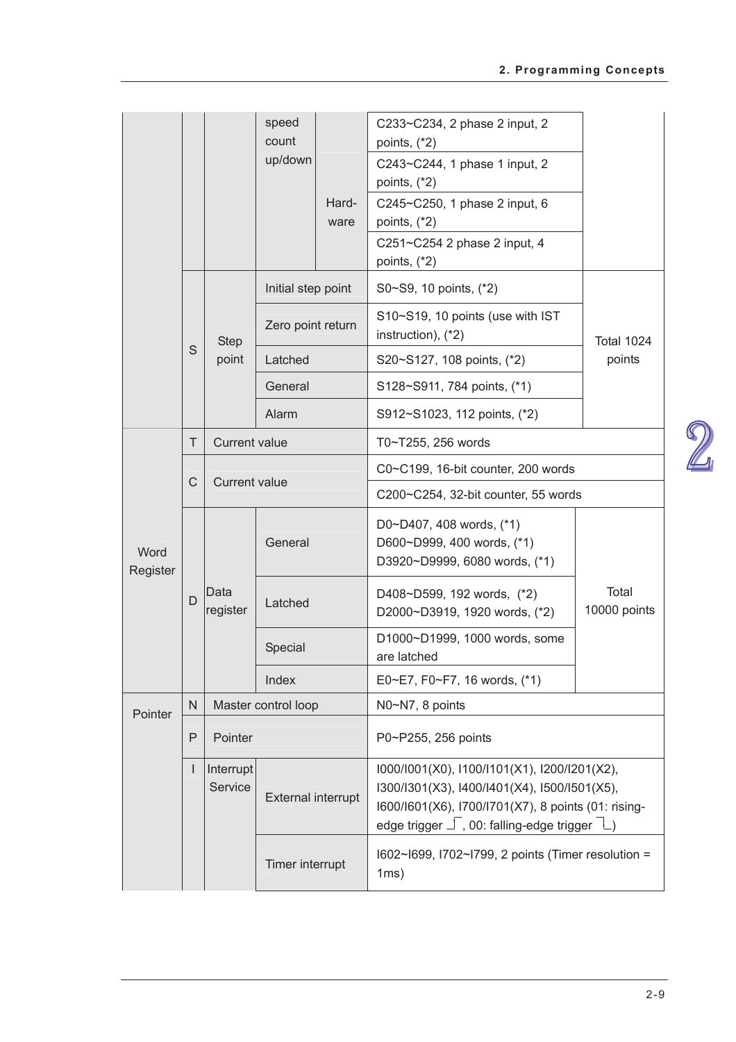| | | | | | | |
|---|---|---|---|---|---|---|
| | | | speed count up/down | Hard-ware | C233~C234, 2 phase 2 input, 2 points, (*2) | |
| | | | | | C243~C244, 1 phase 1 input, 2 points, (*2) | |
| | | | | | C245~C250, 1 phase 2 input, 6 points, (*2) | |
| | | | | | C251~C254 2 phase 2 input, 4 points, (*2) | |
| | S | Step point | Initial step point | | S0~S9, 10 points, (*2) | Total 1024 points |
| | | | Zero point return | | S10~S19, 10 points (use with IST instruction), (*2) | |
| | | | Latched | | S20~S127, 108 points, (*2) | |
| | | | General | | S128~S911, 784 points, (*1) | |
| | | | Alarm | | S912~S1023, 112 points, (*2) | |
| Word Register | T | Current value | | | T0~T255, 256 words | |
| | C | Current value | | | C0~C199, 16-bit counter, 200 words | |
| | | | | | C200~C254, 32-bit counter, 55 words | |
| | D | Data register | General | | D0~D407, 408 words, (*1)<br>D600~D999, 400 words, (*1)<br>D3920~D9999, 6080 words, (*1) | Total 10000 points |
| | | | Latched | | D408~D599, 192 words, (*2)<br>D2000~D3919, 1920 words, (*2) | |
| | | | Special | | D1000~D1999, 1000 words, some are latched | |
| | | | Index | | E0~E7, F0~F7, 16 words, (*1) | |
| Pointer | N | Master control loop | | | N0~N7, 8 points | |
| | P | Pointer | | | P0~P255, 256 points | |
| | I | Interrupt Service | External interrupt | | I000/I001(X0), I100/I101(X1), I200/I201(X2), I300/I301(X3), I400/I401(X4), I500/I501(X5), I600/I601(X6), I700/I701(X7), 8 points (01: rising-edge trigger ⎍, 00: falling-edge trigger ⎍) | |
| | | | Timer interrupt | | I602~I699, I702~I799, 2 points (Timer resolution = 1ms) | |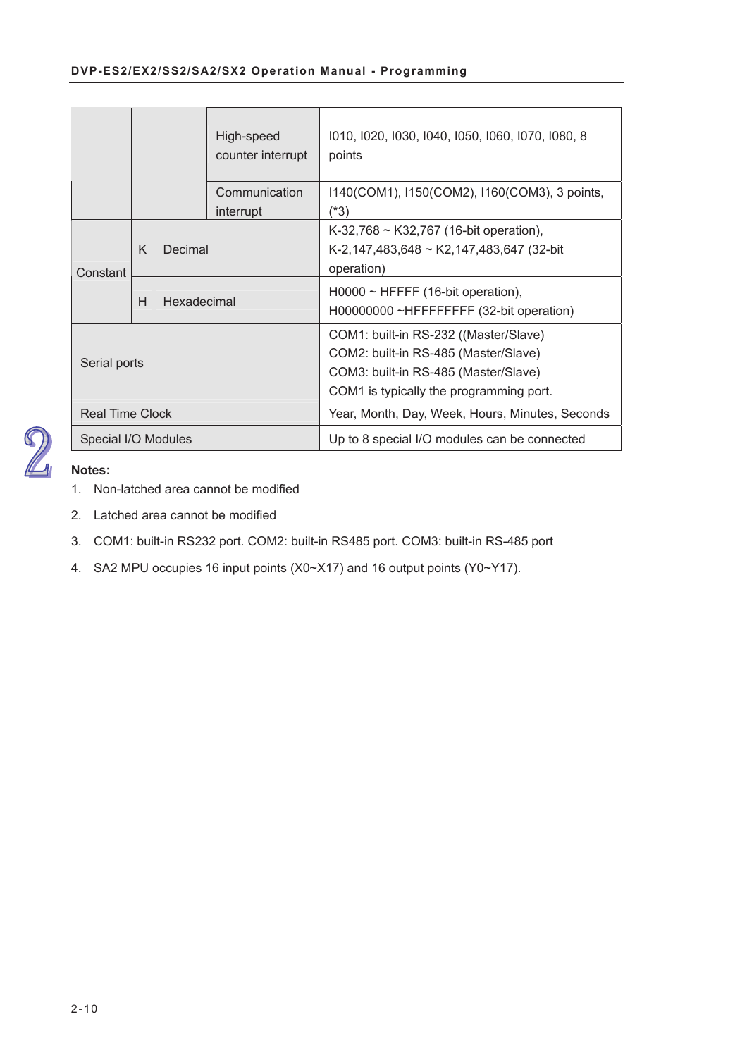|  |  |  | High-speed counter interrupt | I010, I020, I030, I040, I050, I060, I070, I080, 8 points |
|---|---|---|---|---|
|  |  |  | Communication interrupt | I140(COM1), I150(COM2), I160(COM3), 3 points, (*3) |
| Constant | K | Decimal |  | K-32,768 ~ K32,767 (16-bit operation), K-2,147,483,648 ~ K2,147,483,647 (32-bit operation) |
|  | H | Hexadecimal |  | H0000 ~ HFFFF (16-bit operation), H00000000 ~HFFFFFFFF (32-bit operation) |
| Serial ports |  |  |  | COM1: built-in RS-232 ((Master/Slave)<br>COM2: built-in RS-485 (Master/Slave)<br>COM3: built-in RS-485 (Master/Slave)<br>COM1 is typically the programming port. |
| Real Time Clock |  |  |  | Year, Month, Day, Week, Hours, Minutes, Seconds |
| Special I/O Modules |  |  |  | Up to 8 special I/O modules can be connected |

**Notes:**

1. Non-latched area cannot be modified
2. Latched area cannot be modified
3. COM1: built-in RS232 port. COM2: built-in RS485 port. COM3: built-in RS-485 port
4. SA2 MPU occupies 16 input points (X0~X17) and 16 output points (Y0~Y17).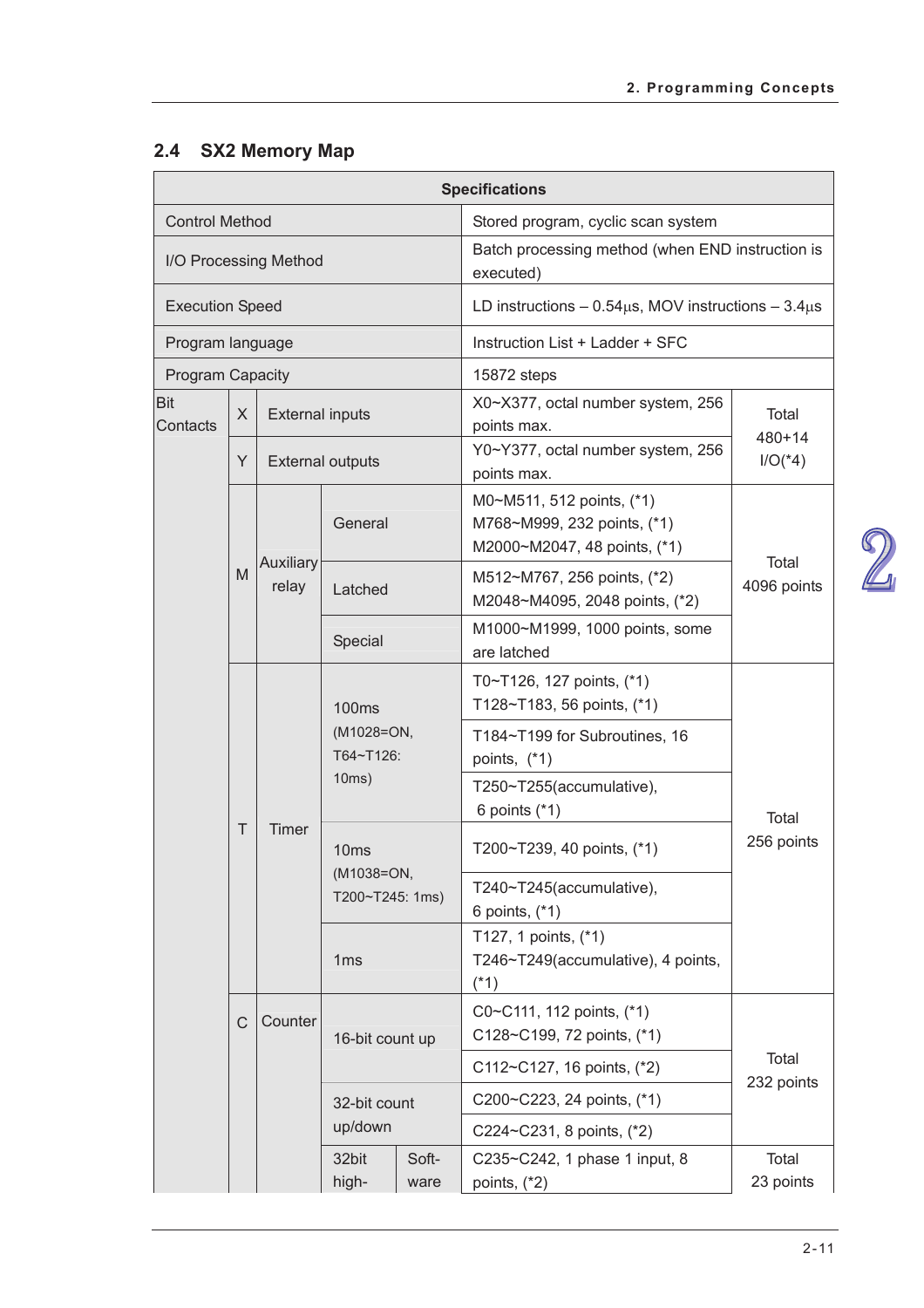## 2.4 SX2 Memory Map

| Specifications | | | | | | |
|---|---|---|---|---|---|---|
| Control Method | | | | | Stored program, cyclic scan system | |
| I/O Processing Method | | | | | Batch processing method (when END instruction is executed) | |
| Execution Speed | | | | | LD instructions – 0.54μs, MOV instructions – 3.4μs | |
| Program language | | | | | Instruction List + Ladder + SFC | |
| Program Capacity | | | | | 15872 steps | |
| Bit Contacts | X | External inputs | | | X0~X377, octal number system, 256 points max. | Total 480+14 I/O(*4) |
| | Y | External outputs | | | Y0~Y377, octal number system, 256 points max. | |
| | M | Auxiliary relay | General | | M0~M511, 512 points, (*1) M768~M999, 232 points, (*1) M2000~M2047, 48 points, (*1) | Total 4096 points |
| | | | Latched | | M512~M767, 256 points, (*2) M2048~M4095, 2048 points, (*2) | |
| | | | Special | | M1000~M1999, 1000 points, some are latched | |
| | T | Timer | 100ms (M1028=ON, T64~T126: 10ms) | | T0~T126, 127 points, (*1) T128~T183, 56 points, (*1) | Total 256 points |
| | | | | | T184~T199 for Subroutines, 16 points, (*1) | |
| | | | | | T250~T255(accumulative), 6 points (*1) | |
| | | | 10ms (M1038=ON, T200~T245: 1ms) | | T200~T239, 40 points, (*1) | |
| | | | | | T240~T245(accumulative), 6 points, (*1) | |
| | | | 1ms | | T127, 1 points, (*1) T246~T249(accumulative), 4 points, (*1) | |
| | C | Counter | 16-bit count up | | C0~C111, 112 points, (*1) C128~C199, 72 points, (*1) | Total 232 points |
| | | | | | C112~C127, 16 points, (*2) | |
| | | | 32-bit count up/down | | C200~C223, 24 points, (*1) | |
| | | | | | C224~C231, 8 points, (*2) | |
| | | | 32bit high- | Soft-ware | C235~C242, 1 phase 1 input, 8 points, (*2) | Total 23 points |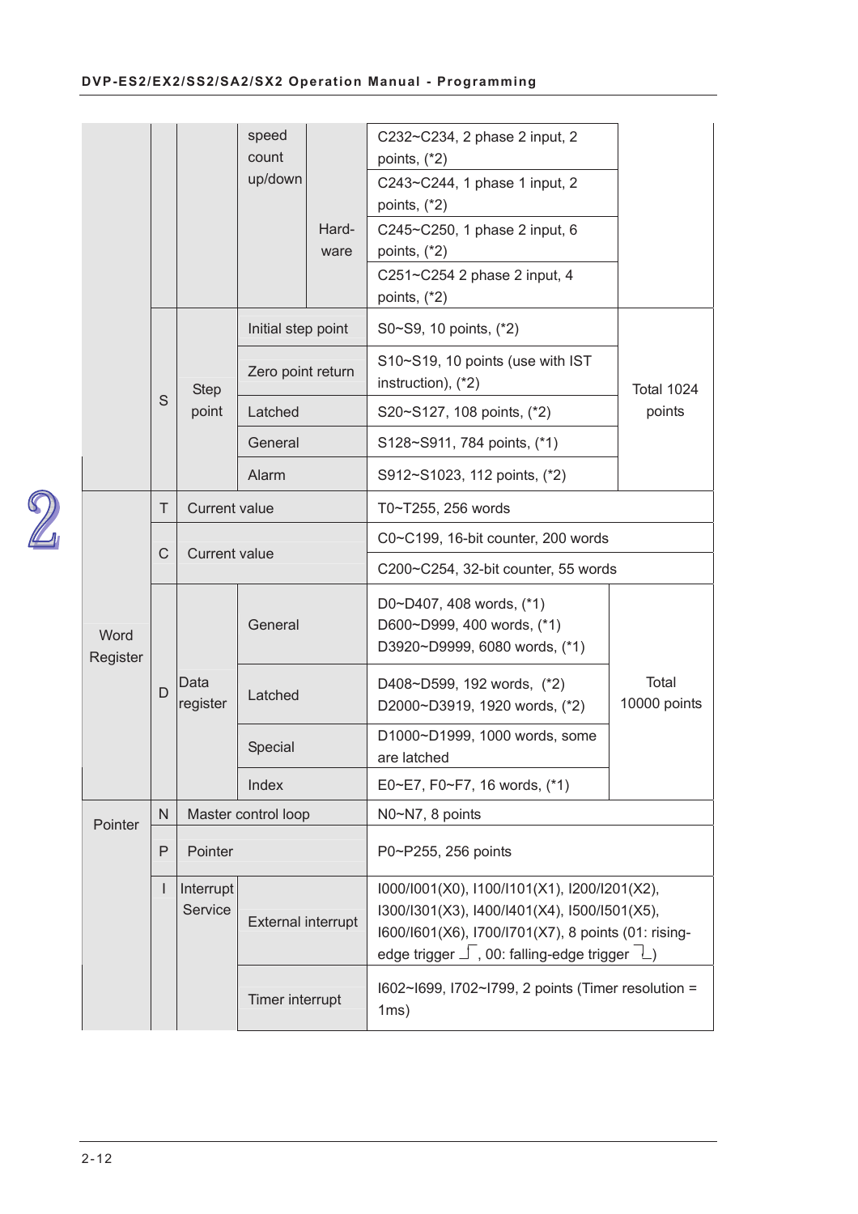| | | | | | | |
|---|---|---|---|---|---|---|
| | | | speed count up/down | Hard-ware | C232~C234, 2 phase 2 input, 2 points, (*2) | |
| | | | | | C243~C244, 1 phase 1 input, 2 points, (*2) | |
| | | | | | C245~C250, 1 phase 2 input, 6 points, (*2) | |
| | | | | | C251~C254 2 phase 2 input, 4 points, (*2) | |
| | S | Step point | Initial step point | | S0~S9, 10 points, (*2) | Total 1024 points |
| | | | Zero point return | | S10~S19, 10 points (use with IST instruction), (*2) | |
| | | | Latched | | S20~S127, 108 points, (*2) | |
| | | | General | | S128~S911, 784 points, (*1) | |
| | | | Alarm | | S912~S1023, 112 points, (*2) | |
| Word Register | T | Current value | | | T0~T255, 256 words | |
| | C | Current value | | | C0~C199, 16-bit counter, 200 words | |
| | | | | | C200~C254, 32-bit counter, 55 words | |
| | D | Data register | General | | D0~D407, 408 words, (*1)<br>D600~D999, 400 words, (*1)<br>D3920~D9999, 6080 words, (*1) | Total 10000 points |
| | | | Latched | | D408~D599, 192 words, (*2)<br>D2000~D3919, 1920 words, (*2) | |
| | | | Special | | D1000~D1999, 1000 words, some are latched | |
| | | | Index | | E0~E7, F0~F7, 16 words, (*1) | |
| Pointer | N | Master control loop | | | N0~N7, 8 points | |
| | P | Pointer | | | P0~P255, 256 points | |
| | I | Interrupt Service | External interrupt | | I000/I001(X0), I100/I101(X1), I200/I201(X2), I300/I301(X3), I400/I401(X4), I500/I501(X5), I600/I601(X6), I700/I701(X7), 8 points (01: rising-edge trigger ⎿⏋, 00: falling-edge trigger ⏋⎿) | |
| | | | Timer interrupt | | I602~I699, I702~I799, 2 points (Timer resolution = 1ms) | |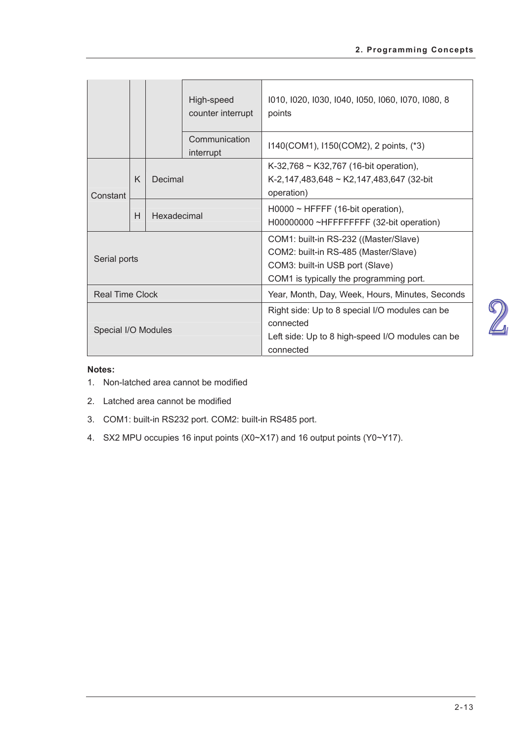| | | | | |
|---|---|---|---|---|
| | | | High-speed counter interrupt | I010, I020, I030, I040, I050, I060, I070, I080, 8 points |
| | | | Communication interrupt | I140(COM1), I150(COM2), 2 points, (*3) |
| Constant | K | Decimal | | K-32,768 ~ K32,767 (16-bit operation), K-2,147,483,648 ~ K2,147,483,647 (32-bit operation) |
| | H | Hexadecimal | | H0000 ~ HFFFF (16-bit operation), H00000000 ~HFFFFFFFF (32-bit operation) |
| Serial ports | | | | COM1: built-in RS-232 ((Master/Slave)<br>COM2: built-in RS-485 (Master/Slave)<br>COM3: built-in USB port (Slave)<br>COM1 is typically the programming port. |
| Real Time Clock | | | | Year, Month, Day, Week, Hours, Minutes, Seconds |
| Special I/O Modules | | | | Right side: Up to 8 special I/O modules can be connected<br>Left side: Up to 8 high-speed I/O modules can be connected |

**Notes:**

1. Non-latched area cannot be modified
2. Latched area cannot be modified
3. COM1: built-in RS232 port. COM2: built-in RS485 port.
4. SX2 MPU occupies 16 input points (X0~X17) and 16 output points (Y0~Y17).